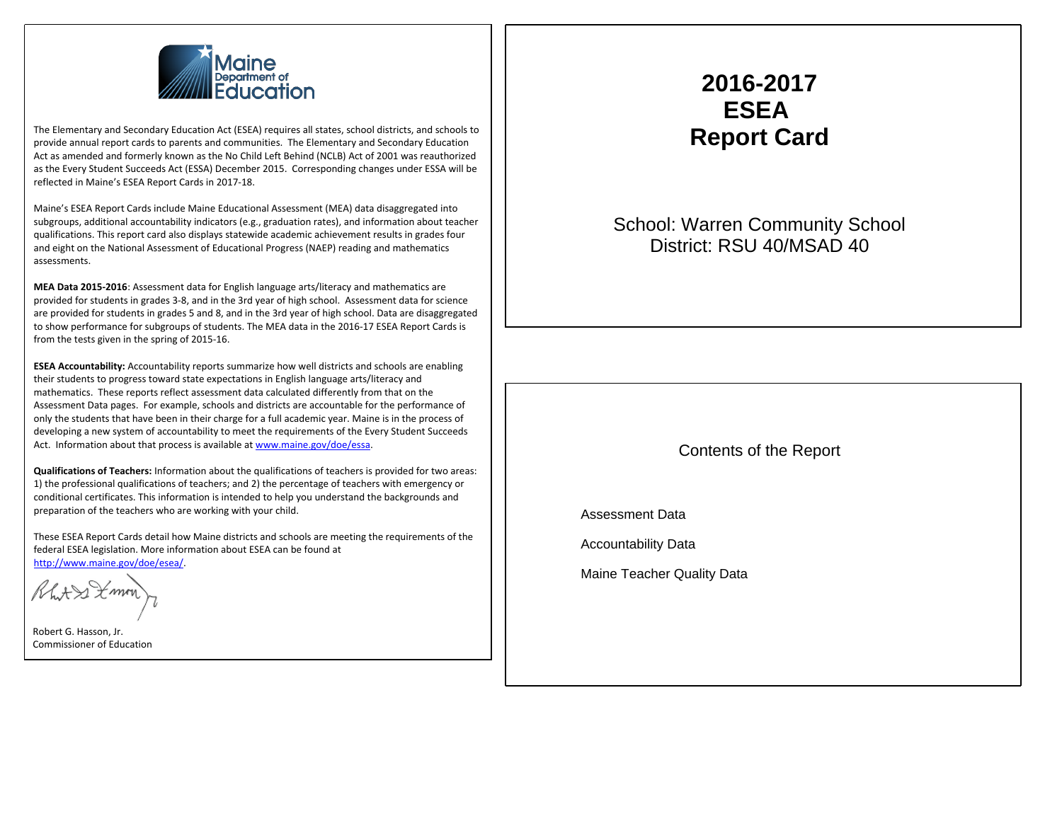Maine Department of Education

The Elementary and Secondary Education Act (ESEA) requires all states, school districts, and schools to provide annual report cards to parents and communities. The Elementary and Secondary Education Act as amended and formerly known as the No Child Left Behind (NCLB) Act of 2001 was reauthorized as the Every Student Succeeds Act (ESSA) December 2015. Corresponding changes under ESSA will be reflected in Maine's ESEA Report Cards in 2017-18.

Maine's ESEA Report Cards include Maine Educational Assessment (MEA) data disaggregated into subgroups, additional accountability indicators (e.g., graduation rates), and information about teacher qualifications. This report card also displays statewide academic achievement results in grades four and eight on the National Assessment of Educational Progress (NAEP) reading and mathematics assessments.

**MEA Data 2015-2016**: Assessment data for English language arts/literacy and mathematics are provided for students in grades 3-8, and in the 3rd year of high school. Assessment data for science are provided for students in grades 5 and 8, and in the 3rd year of high school. Data are disaggregated to show performance for subgroups of students. The MEA data in the 2016-17 ESEA Report Cards is from the tests given in the spring of 2015-16.

**ESEA Accountability:** Accountability reports summarize how well districts and schools are enabling their students to progress toward state expectations in English language arts/literacy and mathematics. These reports reflect assessment data calculated differently from that on the Assessment Data pages. For example, schools and districts are accountable for the performance of only the students that have been in their charge for a full academic year. Maine is in the process of developing a new system of accountability to meet the requirements of the Every Student Succeeds Act. Information about that process is available at www.maine.gov/doe/essa.

**Qualifications of Teachers:** Information about the qualifications of teachers is provided for two areas: 1) the professional qualifications of teachers; and 2) the percentage of teachers with emergency or conditional certificates. This information is intended to help you understand the backgrounds and preparation of the teachers who are working with your child.

These ESEA Report Cards detail how Maine districts and schools are meeting the requirements of the federal ESEA legislation. More information about ESEA can be found at http://www.maine.gov/doe/esea/.

Robert G. Hasson, Jr.
Commissioner of Education

# 2016-2017 ESEA Report Card

School: Warren Community School
District: RSU 40/MSAD 40

## Contents of the Report

Assessment Data

Accountability Data

Maine Teacher Quality Data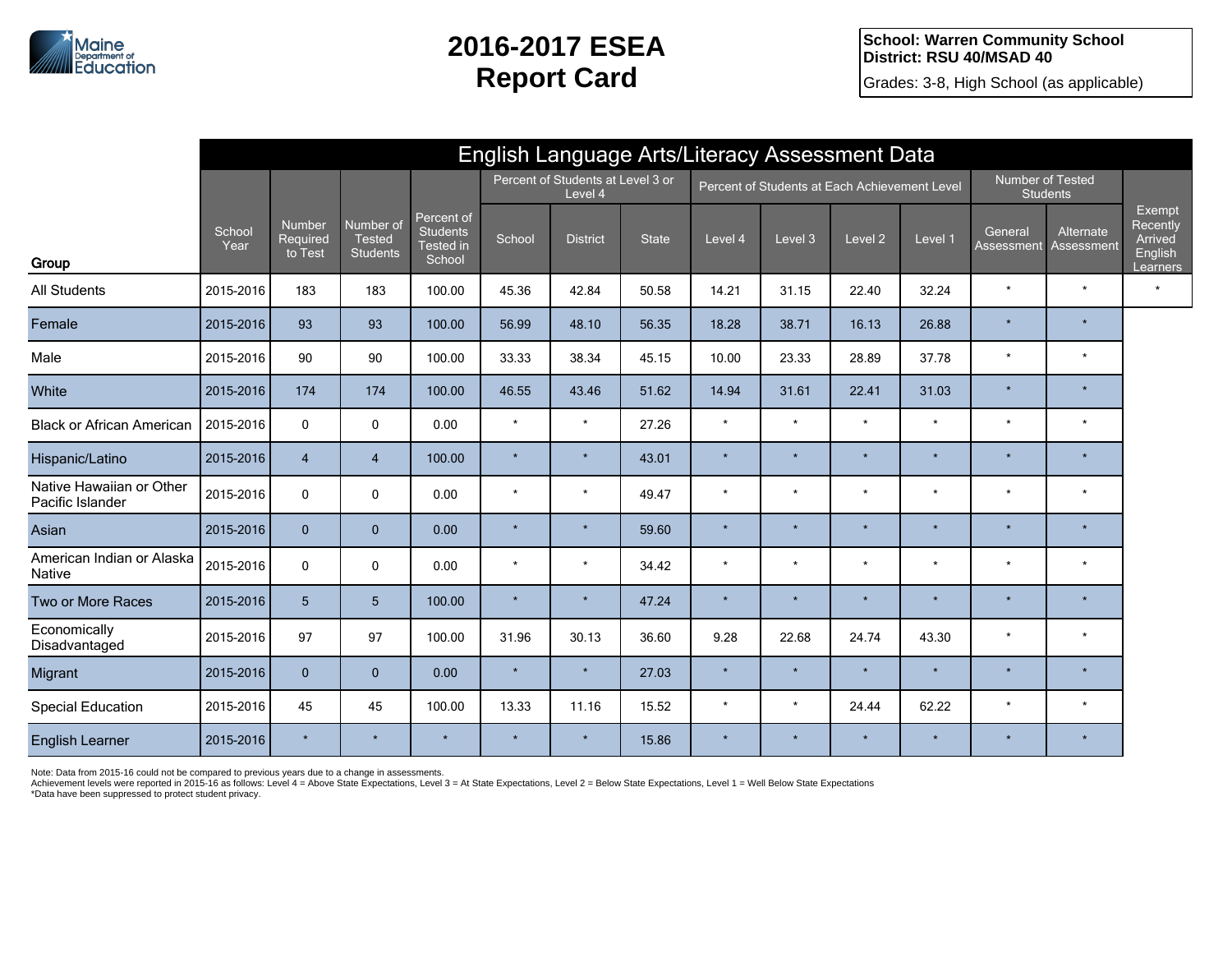# 2016-2017 ESEA Report Card

**School: Warren Community School**
**District: RSU 40/MSAD 40**
Grades: 3-8, High School (as applicable)

## English Language Arts/Literacy Assessment Data

| Group | School Year | Number Required to Test | Number of Tested Students | Percent of Students Tested in School | Percent of Students at Level 3 or Level 4 | | | Percent of Students at Each Achievement Level | | | | Number of Tested Students | | Exempt Recently Arrived English Learners |
|---|---|---|---|---|---|---|---|---|---|---|---|---|---|---|
| | | | | | School | District | State | Level 4 | Level 3 | Level 2 | Level 1 | General Assessment | Alternate Assessment | |
| All Students | 2015-2016 | 183 | 183 | 100.00 | 45.36 | 42.84 | 50.58 | 14.21 | 31.15 | 22.40 | 32.24 | * | * | * |
| Female | 2015-2016 | 93 | 93 | 100.00 | 56.99 | 48.10 | 56.35 | 18.28 | 38.71 | 16.13 | 26.88 | * | * | |
| Male | 2015-2016 | 90 | 90 | 100.00 | 33.33 | 38.34 | 45.15 | 10.00 | 23.33 | 28.89 | 37.78 | * | * | |
| White | 2015-2016 | 174 | 174 | 100.00 | 46.55 | 43.46 | 51.62 | 14.94 | 31.61 | 22.41 | 31.03 | * | * | |
| Black or African American | 2015-2016 | 0 | 0 | 0.00 | * | * | 27.26 | * | * | * | * | * | * | |
| Hispanic/Latino | 2015-2016 | 4 | 4 | 100.00 | * | * | 43.01 | * | * | * | * | * | * | |
| Native Hawaiian or Other Pacific Islander | 2015-2016 | 0 | 0 | 0.00 | * | * | 49.47 | * | * | * | * | * | * | |
| Asian | 2015-2016 | 0 | 0 | 0.00 | * | * | 59.60 | * | * | * | * | * | * | |
| American Indian or Alaska Native | 2015-2016 | 0 | 0 | 0.00 | * | * | 34.42 | * | * | * | * | * | * | |
| Two or More Races | 2015-2016 | 5 | 5 | 100.00 | * | * | 47.24 | * | * | * | * | * | * | |
| Economically Disadvantaged | 2015-2016 | 97 | 97 | 100.00 | 31.96 | 30.13 | 36.60 | 9.28 | 22.68 | 24.74 | 43.30 | * | * | |
| Migrant | 2015-2016 | 0 | 0 | 0.00 | * | * | 27.03 | * | * | * | * | * | * | |
| Special Education | 2015-2016 | 45 | 45 | 100.00 | 13.33 | 11.16 | 15.52 | * | * | 24.44 | 62.22 | * | * | |
| English Learner | 2015-2016 | * | * | * | * | * | 15.86 | * | * | * | * | * | * | |

Note: Data from 2015-16 could not be compared to previous years due to a change in assessments.
Achievement levels were reported in 2015-16 as follows: Level 4 = Above State Expectations, Level 3 = At State Expectations, Level 2 = Below State Expectations, Level 1 = Well Below State Expectations
*Data have been suppressed to protect student privacy.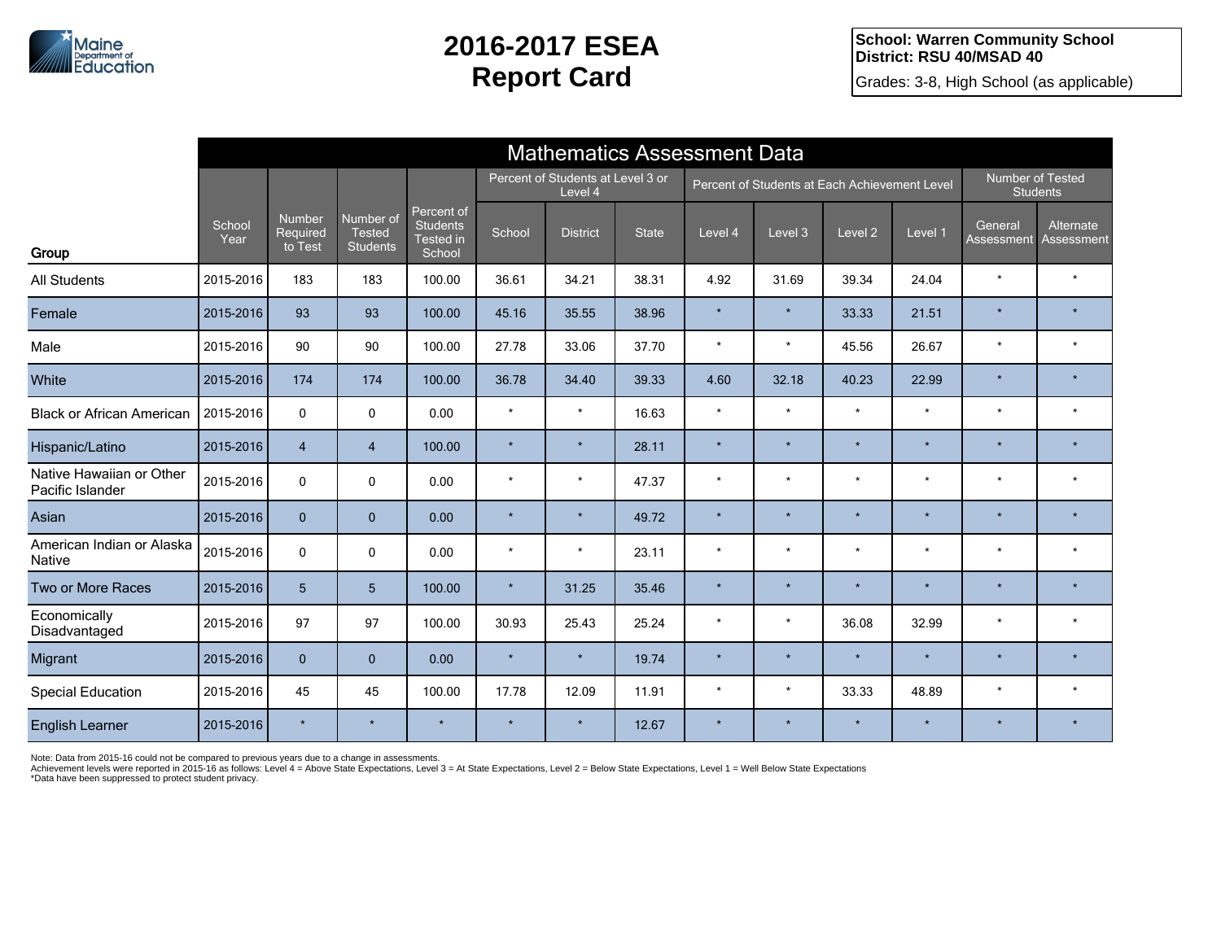# 2016-2017 ESEA Report Card

**School: Warren Community School**
**District: RSU 40/MSAD 40**
Grades: 3-8, High School (as applicable)

## Mathematics Assessment Data

| Group | School Year | Number Required to Test | Number of Tested Students | Percent of Students Tested in School | Percent of Students at Level 3 or Level 4 | | | Percent of Students at Each Achievement Level | | | | Number of Tested Students | |
|---|---|---|---|---|---|---|---|---|---|---|---|---|---|
| | | | | | School | District | State | Level 4 | Level 3 | Level 2 | Level 1 | General Assessment | Alternate Assessment |
| All Students | 2015-2016 | 183 | 183 | 100.00 | 36.61 | 34.21 | 38.31 | 4.92 | 31.69 | 39.34 | 24.04 | * | * |
| Female | 2015-2016 | 93 | 93 | 100.00 | 45.16 | 35.55 | 38.96 | * | * | 33.33 | 21.51 | * | * |
| Male | 2015-2016 | 90 | 90 | 100.00 | 27.78 | 33.06 | 37.70 | * | * | 45.56 | 26.67 | * | * |
| White | 2015-2016 | 174 | 174 | 100.00 | 36.78 | 34.40 | 39.33 | 4.60 | 32.18 | 40.23 | 22.99 | * | * |
| Black or African American | 2015-2016 | 0 | 0 | 0.00 | * | * | 16.63 | * | * | * | * | * | * |
| Hispanic/Latino | 2015-2016 | 4 | 4 | 100.00 | * | * | 28.11 | * | * | * | * | * | * |
| Native Hawaiian or Other Pacific Islander | 2015-2016 | 0 | 0 | 0.00 | * | * | 47.37 | * | * | * | * | * | * |
| Asian | 2015-2016 | 0 | 0 | 0.00 | * | * | 49.72 | * | * | * | * | * | * |
| American Indian or Alaska Native | 2015-2016 | 0 | 0 | 0.00 | * | * | 23.11 | * | * | * | * | * | * |
| Two or More Races | 2015-2016 | 5 | 5 | 100.00 | * | 31.25 | 35.46 | * | * | * | * | * | * |
| Economically Disadvantaged | 2015-2016 | 97 | 97 | 100.00 | 30.93 | 25.43 | 25.24 | * | * | 36.08 | 32.99 | * | * |
| Migrant | 2015-2016 | 0 | 0 | 0.00 | * | * | 19.74 | * | * | * | * | * | * |
| Special Education | 2015-2016 | 45 | 45 | 100.00 | 17.78 | 12.09 | 11.91 | * | * | 33.33 | 48.89 | * | * |
| English Learner | 2015-2016 | * | * | * | * | * | 12.67 | * | * | * | * | * | * |

Note: Data from 2015-16 could not be compared to previous years due to a change in assessments.
Achievement levels were reported in 2015-16 as follows: Level 4 = Above State Expectations, Level 3 = At State Expectations, Level 2 = Below State Expectations, Level 1 = Well Below State Expectations
*Data have been suppressed to protect student privacy.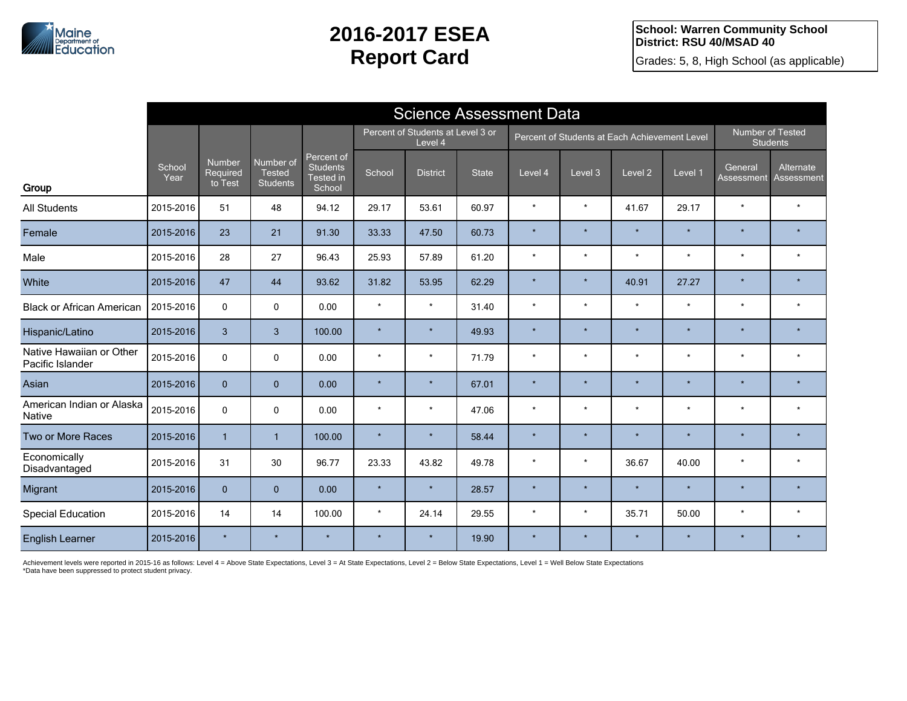# 2016-2017 ESEA Report Card

**School: Warren Community School**
**District: RSU 40/MSAD 40**
Grades: 5, 8, High School (as applicable)

## Science Assessment Data

| Group | School Year | Number Required to Test | Number of Tested Students | Percent of Students Tested in School | Percent of Students at Level 3 or Level 4 | | | Percent of Students at Each Achievement Level | | | | Number of Tested Students | |
|---|---|---|---|---|---|---|---|---|---|---|---|---|---|
| | | | | | School | District | State | Level 4 | Level 3 | Level 2 | Level 1 | General Assessment | Alternate Assessment |
| All Students | 2015-2016 | 51 | 48 | 94.12 | 29.17 | 53.61 | 60.97 | * | * | 41.67 | 29.17 | * | * |
| Female | 2015-2016 | 23 | 21 | 91.30 | 33.33 | 47.50 | 60.73 | * | * | * | * | * | * |
| Male | 2015-2016 | 28 | 27 | 96.43 | 25.93 | 57.89 | 61.20 | * | * | * | * | * | * |
| White | 2015-2016 | 47 | 44 | 93.62 | 31.82 | 53.95 | 62.29 | * | * | 40.91 | 27.27 | * | * |
| Black or African American | 2015-2016 | 0 | 0 | 0.00 | * | * | 31.40 | * | * | * | * | * | * |
| Hispanic/Latino | 2015-2016 | 3 | 3 | 100.00 | * | * | 49.93 | * | * | * | * | * | * |
| Native Hawaiian or Other Pacific Islander | 2015-2016 | 0 | 0 | 0.00 | * | * | 71.79 | * | * | * | * | * | * |
| Asian | 2015-2016 | 0 | 0 | 0.00 | * | * | 67.01 | * | * | * | * | * | * |
| American Indian or Alaska Native | 2015-2016 | 0 | 0 | 0.00 | * | * | 47.06 | * | * | * | * | * | * |
| Two or More Races | 2015-2016 | 1 | 1 | 100.00 | * | * | 58.44 | * | * | * | * | * | * |
| Economically Disadvantaged | 2015-2016 | 31 | 30 | 96.77 | 23.33 | 43.82 | 49.78 | * | * | 36.67 | 40.00 | * | * |
| Migrant | 2015-2016 | 0 | 0 | 0.00 | * | * | 28.57 | * | * | * | * | * | * |
| Special Education | 2015-2016 | 14 | 14 | 100.00 | * | 24.14 | 29.55 | * | * | 35.71 | 50.00 | * | * |
| English Learner | 2015-2016 | * | * | * | * | * | 19.90 | * | * | * | * | * | * |

Achievement levels were reported in 2015-16 as follows: Level 4 = Above State Expectations, Level 3 = At State Expectations, Level 2 = Below State Expectations, Level 1 = Well Below State Expectations
*Data have been suppressed to protect student privacy.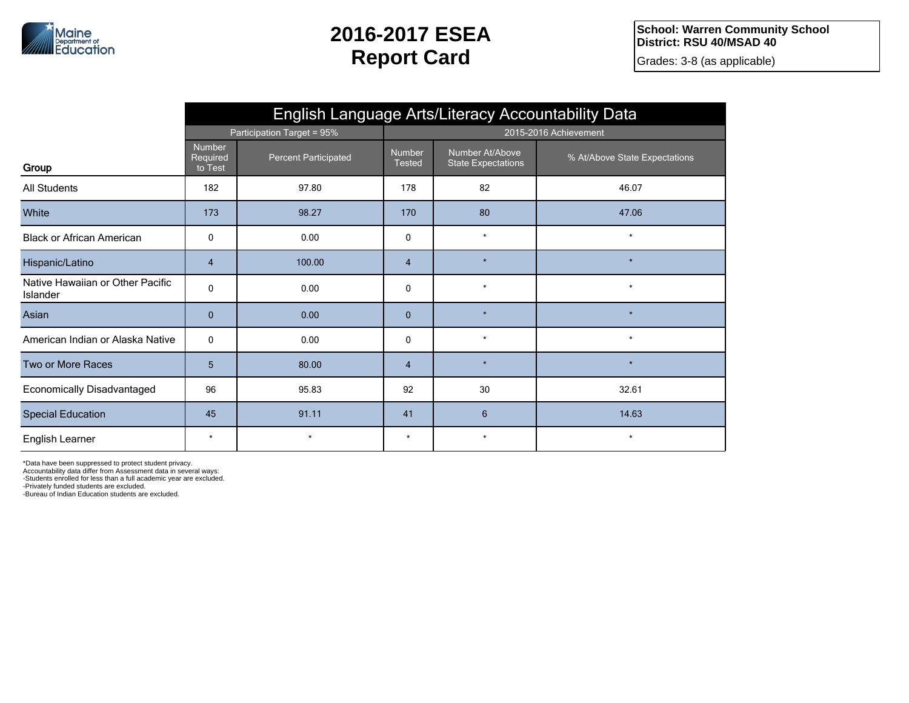# 2016-2017 ESEA Report Card

**School: Warren Community School**
**District: RSU 40/MSAD 40**
Grades: 3-8 (as applicable)

## English Language Arts/Literacy Accountability Data

| Group | Participation Target = 95% | | 2015-2016 Achievement | | |
|---|---|---|---|---|---|
| | Number Required to Test | Percent Participated | Number Tested | Number At/Above State Expectations | % At/Above State Expectations |
| All Students | 182 | 97.80 | 178 | 82 | 46.07 |
| White | 173 | 98.27 | 170 | 80 | 47.06 |
| Black or African American | 0 | 0.00 | 0 | * | * |
| Hispanic/Latino | 4 | 100.00 | 4 | * | * |
| Native Hawaiian or Other Pacific Islander | 0 | 0.00 | 0 | * | * |
| Asian | 0 | 0.00 | 0 | * | * |
| American Indian or Alaska Native | 0 | 0.00 | 0 | * | * |
| Two or More Races | 5 | 80.00 | 4 | * | * |
| Economically Disadvantaged | 96 | 95.83 | 92 | 30 | 32.61 |
| Special Education | 45 | 91.11 | 41 | 6 | 14.63 |
| English Learner | * | * | * | * | * |

*Data have been suppressed to protect student privacy.
Accountability data differ from Assessment data in several ways:
-Students enrolled for less than a full academic year are excluded.
-Privately funded students are excluded.
-Bureau of Indian Education students are excluded.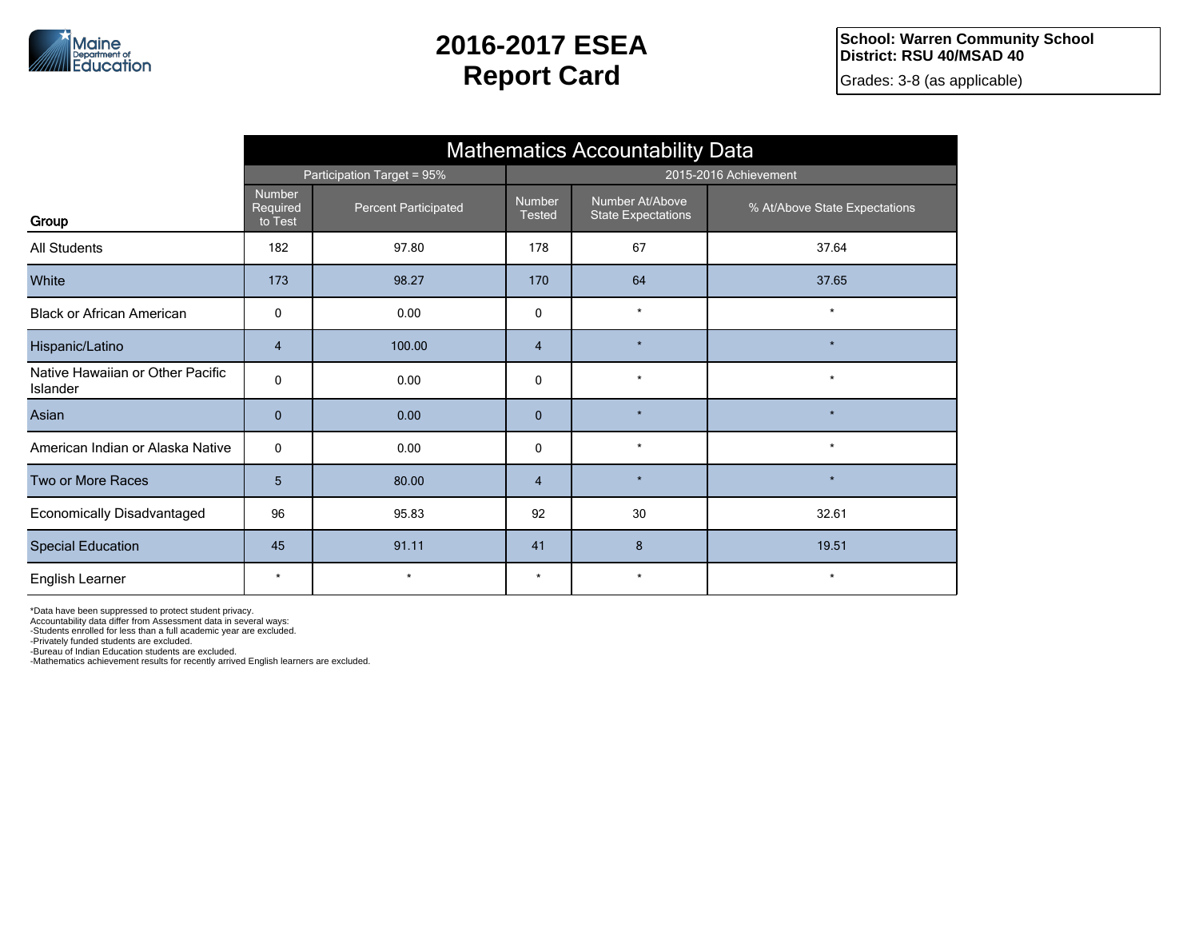# 2016-2017 ESEA Report Card

**School: Warren Community School**
**District: RSU 40/MSAD 40**
Grades: 3-8 (as applicable)

## Mathematics Accountability Data

| Group | Participation Target = 95% | | 2015-2016 Achievement | | |
|---|---|---|---|---|---|
| | Number Required to Test | Percent Participated | Number Tested | Number At/Above State Expectations | % At/Above State Expectations |
| All Students | 182 | 97.80 | 178 | 67 | 37.64 |
| White | 173 | 98.27 | 170 | 64 | 37.65 |
| Black or African American | 0 | 0.00 | 0 | * | * |
| Hispanic/Latino | 4 | 100.00 | 4 | * | * |
| Native Hawaiian or Other Pacific Islander | 0 | 0.00 | 0 | * | * |
| Asian | 0 | 0.00 | 0 | * | * |
| American Indian or Alaska Native | 0 | 0.00 | 0 | * | * |
| Two or More Races | 5 | 80.00 | 4 | * | * |
| Economically Disadvantaged | 96 | 95.83 | 92 | 30 | 32.61 |
| Special Education | 45 | 91.11 | 41 | 8 | 19.51 |
| English Learner | * | * | * | * | * |

*Data have been suppressed to protect student privacy.
Accountability data differ from Assessment data in several ways:
-Students enrolled for less than a full academic year are excluded.
-Privately funded students are excluded.
-Bureau of Indian Education students are excluded.
-Mathematics achievement results for recently arrived English learners are excluded.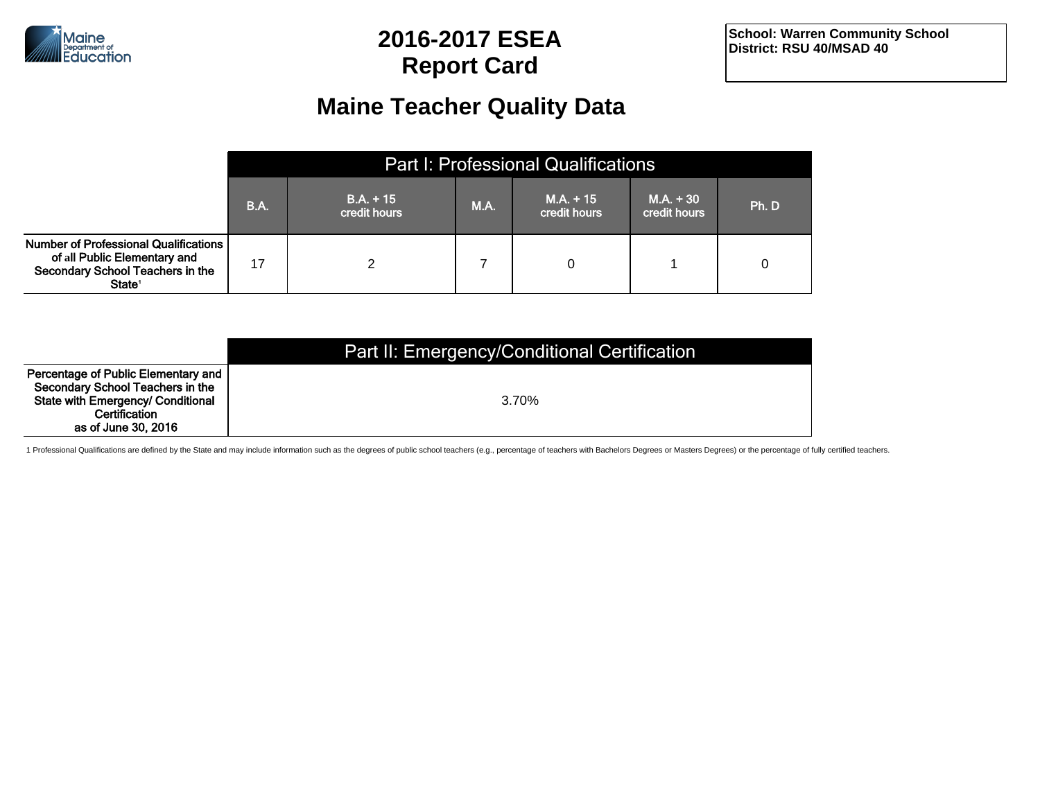School: Warren Community School
District: RSU 40/MSAD 40

# 2016-2017 ESEA Report Card

## Maine Teacher Quality Data

| | Part I: Professional Qualifications | | | | | |
|---|---|---|---|---|---|---|
| | B.A. | B.A. + 15 credit hours | M.A. | M.A. + 15 credit hours | M.A. + 30 credit hours | Ph. D |
| Number of Professional Qualifications of all Public Elementary and Secondary School Teachers in the State[1] | 17 | 2 | 7 | 0 | 1 | 0 |

| | Part II: Emergency/Conditional Certification |
|---|---|
| Percentage of Public Elementary and Secondary School Teachers in the State with Emergency/ Conditional Certification as of June 30, 2016 | 3.70% |

1 Professional Qualifications are defined by the State and may include information such as the degrees of public school teachers (e.g., percentage of teachers with Bachelors Degrees or Masters Degrees) or the percentage of fully certified teachers.